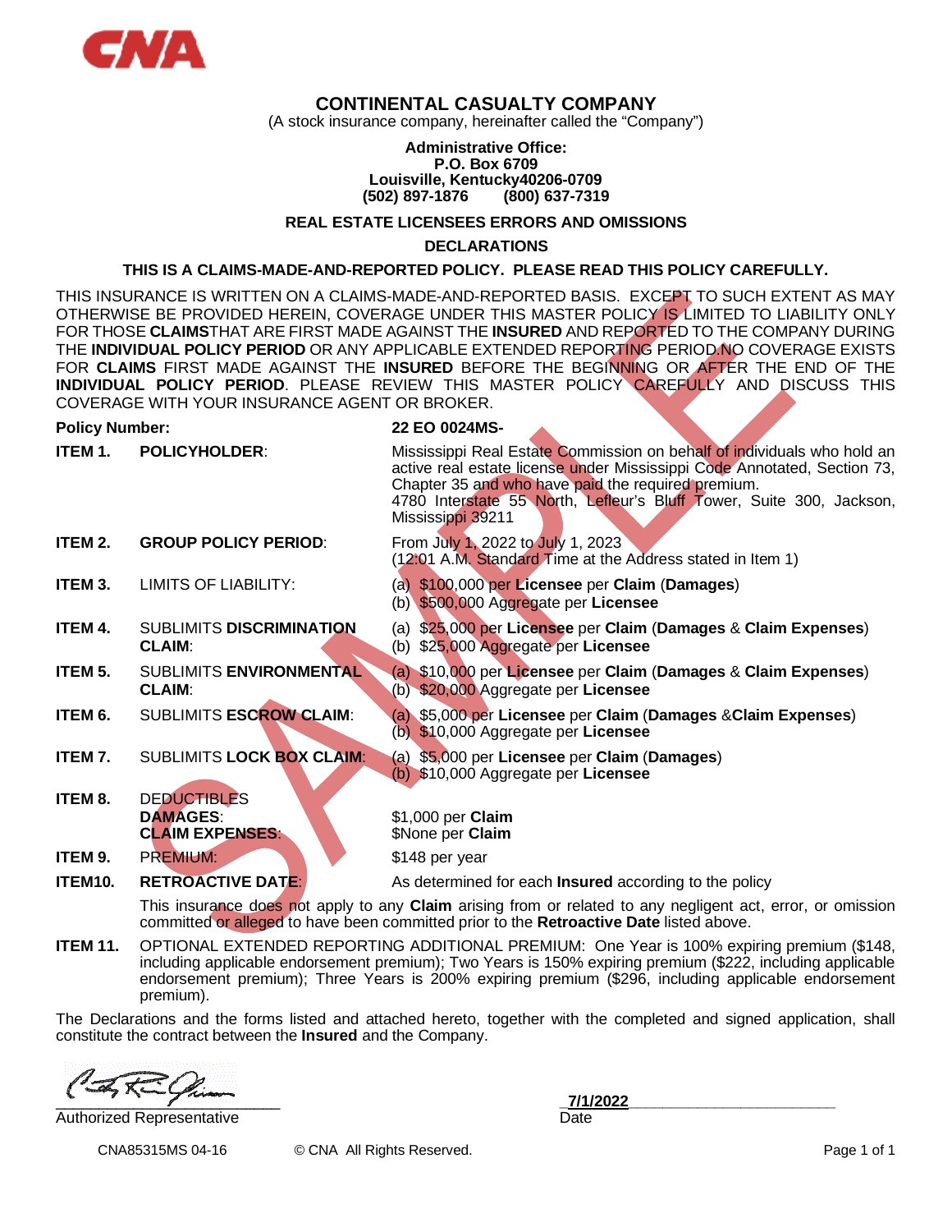CNA

# CONTINENTAL CASUALTY COMPANY

(A stock insurance company, hereinafter called the "Company")

**Administrative Office:**
**P.O. Box 6709**
**Louisville, Kentucky40206-0709**
**(502) 897-1876 (800) 637-7319**

## REAL ESTATE LICENSEES ERRORS AND OMISSIONS

## DECLARATIONS

### THIS IS A CLAIMS-MADE-AND-REPORTED POLICY. PLEASE READ THIS POLICY CAREFULLY.

THIS INSURANCE IS WRITTEN ON A CLAIMS-MADE-AND-REPORTED BASIS. EXCEPT TO SUCH EXTENT AS MAY OTHERWISE BE PROVIDED HEREIN, COVERAGE UNDER THIS MASTER POLICY IS LIMITED TO LIABILITY ONLY FOR THOSE **CLAIMS**THAT ARE FIRST MADE AGAINST THE **INSURED** AND REPORTED TO THE COMPANY DURING THE **INDIVIDUAL POLICY PERIOD** OR ANY APPLICABLE EXTENDED REPORTING PERIOD.NO COVERAGE EXISTS FOR **CLAIMS** FIRST MADE AGAINST THE **INSURED** BEFORE THE BEGINNING OR AFTER THE END OF THE **INDIVIDUAL POLICY PERIOD**. PLEASE REVIEW THIS MASTER POLICY CAREFULLY AND DISCUSS THIS COVERAGE WITH YOUR INSURANCE AGENT OR BROKER.

**Policy Number:** **22 EO 0024MS-**

| | | |
|---|---|---|
| **ITEM 1.** | **POLICYHOLDER**: | Mississippi Real Estate Commission on behalf of individuals who hold an active real estate license under Mississippi Code Annotated, Section 73, Chapter 35 and who have paid the required premium. 4780 Interstate 55 North, Lefleur's Bluff Tower, Suite 300, Jackson, Mississippi 39211 |
| **ITEM 2.** | **GROUP POLICY PERIOD**: | From July 1, 2022 to July 1, 2023 (12:01 A.M. Standard Time at the Address stated in Item 1) |
| **ITEM 3.** | LIMITS OF LIABILITY: | (a) $100,000 per **Licensee** per **Claim** (**Damages**)<br>(b) $500,000 Aggregate per **Licensee** |
| **ITEM 4.** | SUBLIMITS **DISCRIMINATION CLAIM**: | (a) $25,000 per **Licensee** per **Claim** (**Damages** & **Claim Expenses**)<br>(b) $25,000 Aggregate per **Licensee** |
| **ITEM 5.** | SUBLIMITS **ENVIRONMENTAL CLAIM**: | (a) $10,000 per **Licensee** per **Claim** (**Damages** & **Claim Expenses**)<br>(b) $20,000 Aggregate per **Licensee** |
| **ITEM 6.** | SUBLIMITS **ESCROW CLAIM**: | (a) $5,000 per **Licensee** per **Claim** (**Damages** &**Claim Expenses**)<br>(b) $10,000 Aggregate per **Licensee** |
| **ITEM 7.** | SUBLIMITS **LOCK BOX CLAIM**: | (a) $5,000 per **Licensee** per **Claim** (**Damages**)<br>(b) $10,000 Aggregate per **Licensee** |
| **ITEM 8.** | DEDUCTIBLES<br>**DAMAGES**:<br>**CLAIM EXPENSES**: | <br>$1,000 per **Claim**<br>$None per **Claim** |
| **ITEM 9.** | PREMIUM: | $148 per year |
| **ITEM10.** | **RETROACTIVE DATE**: | As determined for each **Insured** according to the policy |

This insurance does not apply to any **Claim** arising from or related to any negligent act, error, or omission committed or alleged to have been committed prior to the **Retroactive Date** listed above.

**ITEM 11.** OPTIONAL EXTENDED REPORTING ADDITIONAL PREMIUM: One Year is 100% expiring premium ($148, including applicable endorsement premium); Two Years is 150% expiring premium ($222, including applicable endorsement premium); Three Years is 200% expiring premium ($296, including applicable endorsement premium).

The Declarations and the forms listed and attached hereto, together with the completed and signed application, shall constitute the contract between the **Insured** and the Company.

Authorized Representative

**7/1/2022**
Date

CNA85315MS 04-16 © CNA All Rights Reserved.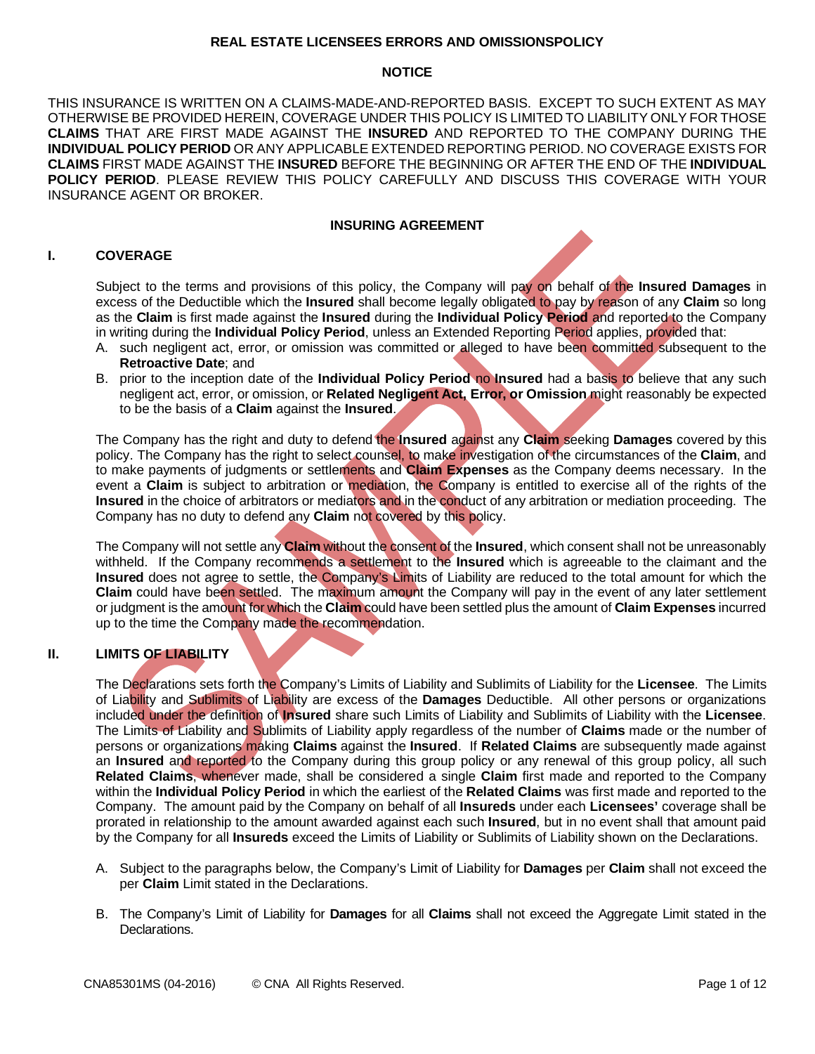**REAL ESTATE LICENSEES ERRORS AND OMISSIONSPOLICY**

**NOTICE**

THIS INSURANCE IS WRITTEN ON A CLAIMS-MADE-AND-REPORTED BASIS. EXCEPT TO SUCH EXTENT AS MAY OTHERWISE BE PROVIDED HEREIN, COVERAGE UNDER THIS POLICY IS LIMITED TO LIABILITY ONLY FOR THOSE **CLAIMS** THAT ARE FIRST MADE AGAINST THE **INSURED** AND REPORTED TO THE COMPANY DURING THE **INDIVIDUAL POLICY PERIOD** OR ANY APPLICABLE EXTENDED REPORTING PERIOD. NO COVERAGE EXISTS FOR **CLAIMS** FIRST MADE AGAINST THE **INSURED** BEFORE THE BEGINNING OR AFTER THE END OF THE **INDIVIDUAL POLICY PERIOD**. PLEASE REVIEW THIS POLICY CAREFULLY AND DISCUSS THIS COVERAGE WITH YOUR INSURANCE AGENT OR BROKER.

**INSURING AGREEMENT**

## I. COVERAGE

Subject to the terms and provisions of this policy, the Company will pay on behalf of the **Insured Damages** in excess of the Deductible which the **Insured** shall become legally obligated to pay by reason of any **Claim** so long as the **Claim** is first made against the **Insured** during the **Individual Policy Period** and reported to the Company in writing during the **Individual Policy Period**, unless an Extended Reporting Period applies, provided that:

A. such negligent act, error, or omission was committed or alleged to have been committed subsequent to the **Retroactive Date**; and

B. prior to the inception date of the **Individual Policy Period** no **Insured** had a basis to believe that any such negligent act, error, or omission, or **Related Negligent Act, Error, or Omission** might reasonably be expected to be the basis of a **Claim** against the **Insured**.

The Company has the right and duty to defend the **Insured** against any **Claim** seeking **Damages** covered by this policy. The Company has the right to select counsel, to make investigation of the circumstances of the **Claim**, and to make payments of judgments or settlements and **Claim Expenses** as the Company deems necessary. In the event a **Claim** is subject to arbitration or mediation, the Company is entitled to exercise all of the rights of the **Insured** in the choice of arbitrators or mediators and in the conduct of any arbitration or mediation proceeding. The Company has no duty to defend any **Claim** not covered by this policy.

The Company will not settle any **Claim** without the consent of the **Insured**, which consent shall not be unreasonably withheld. If the Company recommends a settlement to the **Insured** which is agreeable to the claimant and the **Insured** does not agree to settle, the Company's Limits of Liability are reduced to the total amount for which the **Claim** could have been settled. The maximum amount the Company will pay in the event of any later settlement or judgment is the amount for which the **Claim** could have been settled plus the amount of **Claim Expenses** incurred up to the time the Company made the recommendation.

## II. LIMITS OF LIABILITY

The Declarations sets forth the Company's Limits of Liability and Sublimits of Liability for the **Licensee**. The Limits of Liability and Sublimits of Liability are excess of the **Damages** Deductible. All other persons or organizations included under the definition of **Insured** share such Limits of Liability and Sublimits of Liability with the **Licensee**. The Limits of Liability and Sublimits of Liability apply regardless of the number of **Claims** made or the number of persons or organizations making **Claims** against the **Insured**. If **Related Claims** are subsequently made against an **Insured** and reported to the Company during this group policy or any renewal of this group policy, all such **Related Claims**, whenever made, shall be considered a single **Claim** first made and reported to the Company within the **Individual Policy Period** in which the earliest of the **Related Claims** was first made and reported to the Company. The amount paid by the Company on behalf of all **Insureds** under each **Licensees'** coverage shall be prorated in relationship to the amount awarded against each such **Insured**, but in no event shall that amount paid by the Company for all **Insureds** exceed the Limits of Liability or Sublimits of Liability shown on the Declarations.

A. Subject to the paragraphs below, the Company's Limit of Liability for **Damages** per **Claim** shall not exceed the per **Claim** Limit stated in the Declarations.

B. The Company's Limit of Liability for **Damages** for all **Claims** shall not exceed the Aggregate Limit stated in the Declarations.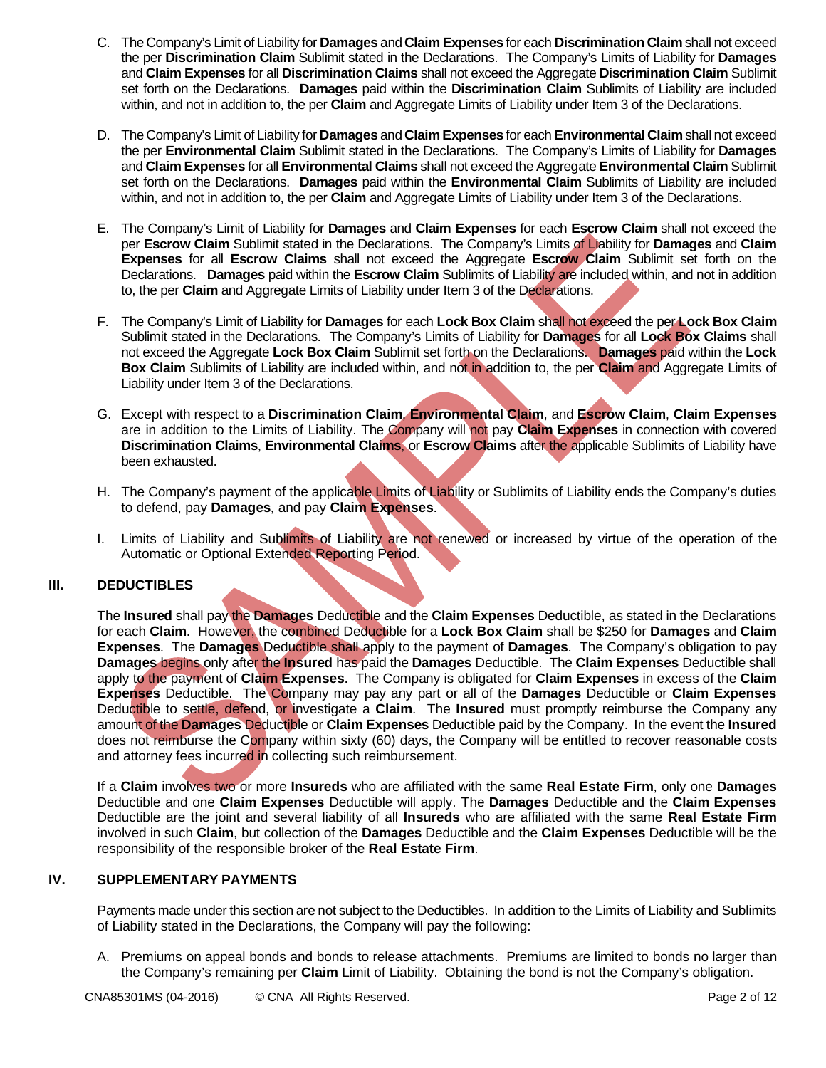C. The Company's Limit of Liability for **Damages** and **Claim Expenses** for each **Discrimination Claim** shall not exceed the per **Discrimination Claim** Sublimit stated in the Declarations. The Company's Limits of Liability for **Damages** and **Claim Expenses** for all **Discrimination Claims** shall not exceed the Aggregate **Discrimination Claim** Sublimit set forth on the Declarations. **Damages** paid within the **Discrimination Claim** Sublimits of Liability are included within, and not in addition to, the per **Claim** and Aggregate Limits of Liability under Item 3 of the Declarations.

D. The Company's Limit of Liability for **Damages** and **Claim Expenses** for each **Environmental Claim** shall not exceed the per **Environmental Claim** Sublimit stated in the Declarations. The Company's Limits of Liability for **Damages** and **Claim Expenses** for all **Environmental Claims** shall not exceed the Aggregate **Environmental Claim** Sublimit set forth on the Declarations. **Damages** paid within the **Environmental Claim** Sublimits of Liability are included within, and not in addition to, the per **Claim** and Aggregate Limits of Liability under Item 3 of the Declarations.

E. The Company's Limit of Liability for **Damages** and **Claim Expenses** for each **Escrow Claim** shall not exceed the per **Escrow Claim** Sublimit stated in the Declarations. The Company's Limits of Liability for **Damages** and **Claim Expenses** for all **Escrow Claims** shall not exceed the Aggregate **Escrow Claim** Sublimit set forth on the Declarations. **Damages** paid within the **Escrow Claim** Sublimits of Liability are included within, and not in addition to, the per **Claim** and Aggregate Limits of Liability under Item 3 of the Declarations.

F. The Company's Limit of Liability for **Damages** for each **Lock Box Claim** shall not exceed the per **Lock Box Claim** Sublimit stated in the Declarations. The Company's Limits of Liability for **Damages** for all **Lock Box Claims** shall not exceed the Aggregate **Lock Box Claim** Sublimit set forth on the Declarations. **Damages** paid within the **Lock Box Claim** Sublimits of Liability are included within, and not in addition to, the per **Claim** and Aggregate Limits of Liability under Item 3 of the Declarations.

G. Except with respect to a **Discrimination Claim**, **Environmental Claim**, and **Escrow Claim**, **Claim Expenses** are in addition to the Limits of Liability. The Company will not pay **Claim Expenses** in connection with covered **Discrimination Claims**, **Environmental Claims**, or **Escrow Claims** after the applicable Sublimits of Liability have been exhausted.

H. The Company's payment of the applicable Limits of Liability or Sublimits of Liability ends the Company's duties to defend, pay **Damages**, and pay **Claim Expenses**.

I. Limits of Liability and Sublimits of Liability are not renewed or increased by virtue of the operation of the Automatic or Optional Extended Reporting Period.

## III. DEDUCTIBLES

The **Insured** shall pay the **Damages** Deductible and the **Claim Expenses** Deductible, as stated in the Declarations for each **Claim**. However, the combined Deductible for a **Lock Box Claim** shall be $250 for **Damages** and **Claim Expenses**. The **Damages** Deductible shall apply to the payment of **Damages**. The Company's obligation to pay **Damages** begins only after the **Insured** has paid the **Damages** Deductible. The **Claim Expenses** Deductible shall apply to the payment of **Claim Expenses**. The Company is obligated for **Claim Expenses** in excess of the **Claim Expenses** Deductible. The Company may pay any part or all of the **Damages** Deductible or **Claim Expenses** Deductible to settle, defend, or investigate a **Claim**. The **Insured** must promptly reimburse the Company any amount of the **Damages** Deductible or **Claim Expenses** Deductible paid by the Company. In the event the **Insured** does not reimburse the Company within sixty (60) days, the Company will be entitled to recover reasonable costs and attorney fees incurred in collecting such reimbursement.

If a **Claim** involves two or more **Insureds** who are affiliated with the same **Real Estate Firm**, only one **Damages** Deductible and one **Claim Expenses** Deductible will apply. The **Damages** Deductible and the **Claim Expenses** Deductible are the joint and several liability of all **Insureds** who are affiliated with the same **Real Estate Firm** involved in such **Claim**, but collection of the **Damages** Deductible and the **Claim Expenses** Deductible will be the responsibility of the responsible broker of the **Real Estate Firm**.

## IV. SUPPLEMENTARY PAYMENTS

Payments made under this section are not subject to the Deductibles. In addition to the Limits of Liability and Sublimits of Liability stated in the Declarations, the Company will pay the following:

A. Premiums on appeal bonds and bonds to release attachments. Premiums are limited to bonds no larger than the Company's remaining per **Claim** Limit of Liability. Obtaining the bond is not the Company's obligation.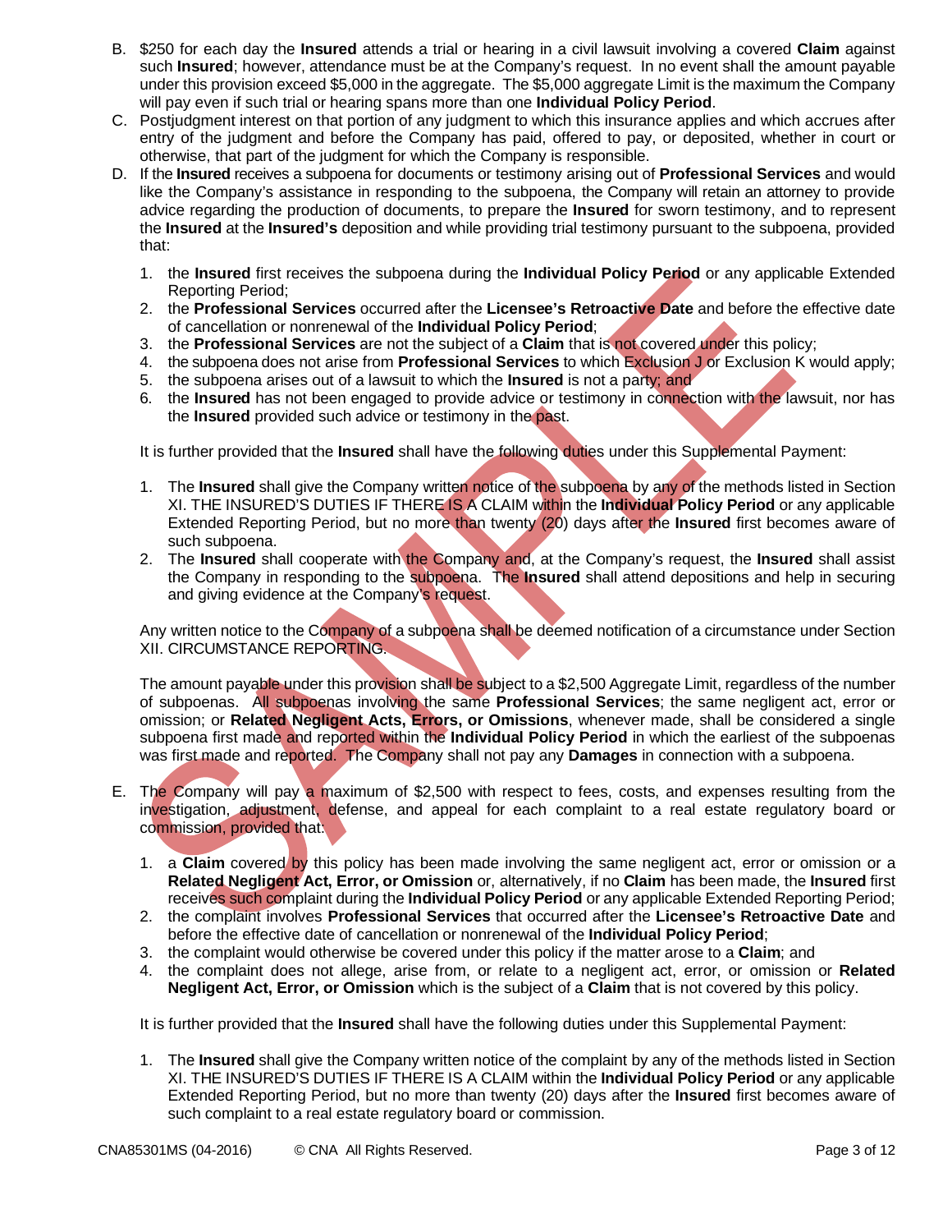B. $250 for each day the **Insured** attends a trial or hearing in a civil lawsuit involving a covered **Claim** against such **Insured**; however, attendance must be at the Company's request. In no event shall the amount payable under this provision exceed $5,000 in the aggregate. The $5,000 aggregate Limit is the maximum the Company will pay even if such trial or hearing spans more than one **Individual Policy Period**.

C. Postjudgment interest on that portion of any judgment to which this insurance applies and which accrues after entry of the judgment and before the Company has paid, offered to pay, or deposited, whether in court or otherwise, that part of the judgment for which the Company is responsible.

D. If the **Insured** receives a subpoena for documents or testimony arising out of **Professional Services** and would like the Company's assistance in responding to the subpoena, the Company will retain an attorney to provide advice regarding the production of documents, to prepare the **Insured** for sworn testimony, and to represent the **Insured** at the **Insured's** deposition and while providing trial testimony pursuant to the subpoena, provided that:

   1. the **Insured** first receives the subpoena during the **Individual Policy Period** or any applicable Extended Reporting Period;
   2. the **Professional Services** occurred after the **Licensee's Retroactive Date** and before the effective date of cancellation or nonrenewal of the **Individual Policy Period**;
   3. the **Professional Services** are not the subject of a **Claim** that is not covered under this policy;
   4. the subpoena does not arise from **Professional Services** to which Exclusion J or Exclusion K would apply;
   5. the subpoena arises out of a lawsuit to which the **Insured** is not a party; and
   6. the **Insured** has not been engaged to provide advice or testimony in connection with the lawsuit, nor has the **Insured** provided such advice or testimony in the past.

   It is further provided that the **Insured** shall have the following duties under this Supplemental Payment:

   1. The **Insured** shall give the Company written notice of the subpoena by any of the methods listed in Section XI. THE INSURED'S DUTIES IF THERE IS A CLAIM within the **Individual Policy Period** or any applicable Extended Reporting Period, but no more than twenty (20) days after the **Insured** first becomes aware of such subpoena.
   2. The **Insured** shall cooperate with the Company and, at the Company's request, the **Insured** shall assist the Company in responding to the subpoena. The **Insured** shall attend depositions and help in securing and giving evidence at the Company's request.

   Any written notice to the Company of a subpoena shall be deemed notification of a circumstance under Section XII. CIRCUMSTANCE REPORTING.

   The amount payable under this provision shall be subject to a $2,500 Aggregate Limit, regardless of the number of subpoenas. All subpoenas involving the same **Professional Services**; the same negligent act, error or omission; or **Related Negligent Acts, Errors, or Omissions**, whenever made, shall be considered a single subpoena first made and reported within the **Individual Policy Period** in which the earliest of the subpoenas was first made and reported. The Company shall not pay any **Damages** in connection with a subpoena.

E. The Company will pay a maximum of $2,500 with respect to fees, costs, and expenses resulting from the investigation, adjustment, defense, and appeal for each complaint to a real estate regulatory board or commission, provided that:

   1. a **Claim** covered by this policy has been made involving the same negligent act, error or omission or a **Related Negligent Act, Error, or Omission** or, alternatively, if no **Claim** has been made, the **Insured** first receives such complaint during the **Individual Policy Period** or any applicable Extended Reporting Period;
   2. the complaint involves **Professional Services** that occurred after the **Licensee's Retroactive Date** and before the effective date of cancellation or nonrenewal of the **Individual Policy Period**;
   3. the complaint would otherwise be covered under this policy if the matter arose to a **Claim**; and
   4. the complaint does not allege, arise from, or relate to a negligent act, error, or omission or **Related Negligent Act, Error, or Omission** which is the subject of a **Claim** that is not covered by this policy.

   It is further provided that the **Insured** shall have the following duties under this Supplemental Payment:

   1. The **Insured** shall give the Company written notice of the complaint by any of the methods listed in Section XI. THE INSURED'S DUTIES IF THERE IS A CLAIM within the **Individual Policy Period** or any applicable Extended Reporting Period, but no more than twenty (20) days after the **Insured** first becomes aware of such complaint to a real estate regulatory board or commission.

CNA85301MS (04-2016) © CNA All Rights Reserved.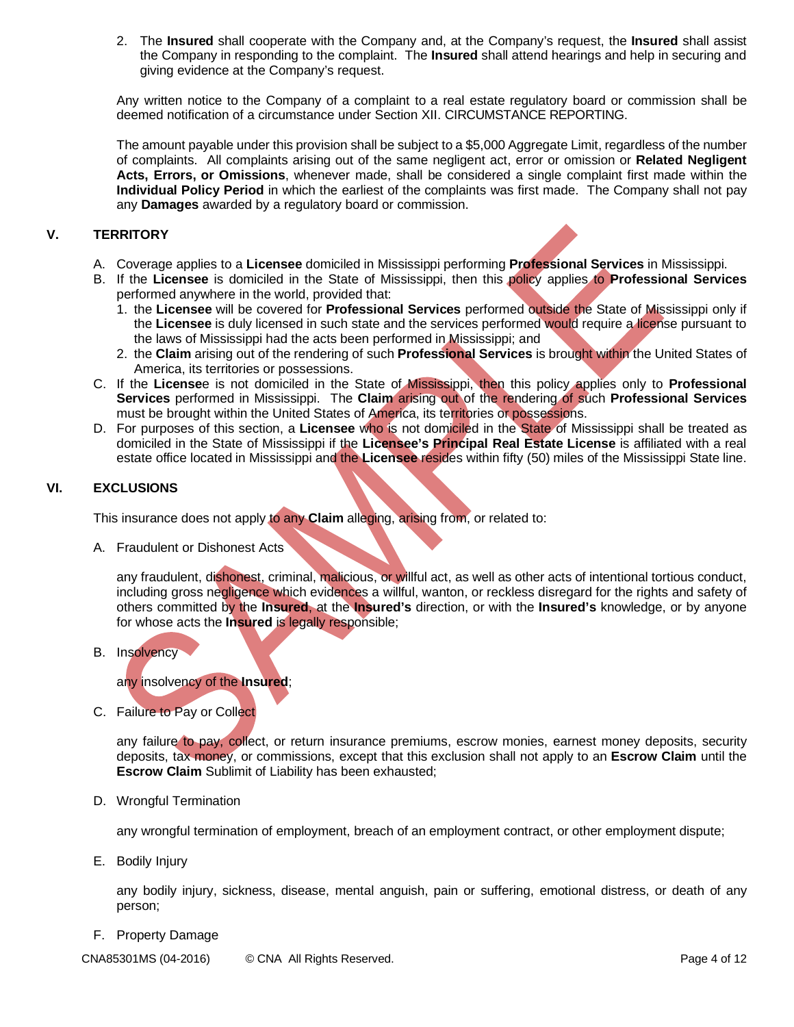2. The **Insured** shall cooperate with the Company and, at the Company's request, the **Insured** shall assist the Company in responding to the complaint. The **Insured** shall attend hearings and help in securing and giving evidence at the Company's request.

Any written notice to the Company of a complaint to a real estate regulatory board or commission shall be deemed notification of a circumstance under Section XII. CIRCUMSTANCE REPORTING.

The amount payable under this provision shall be subject to a $5,000 Aggregate Limit, regardless of the number of complaints. All complaints arising out of the same negligent act, error or omission or **Related Negligent Acts, Errors, or Omissions**, whenever made, shall be considered a single complaint first made within the **Individual Policy Period** in which the earliest of the complaints was first made. The Company shall not pay any **Damages** awarded by a regulatory board or commission.

## V. TERRITORY

A. Coverage applies to a **Licensee** domiciled in Mississippi performing **Professional Services** in Mississippi.

B. If the **Licensee** is domiciled in the State of Mississippi, then this policy applies to **Professional Services** performed anywhere in the world, provided that:
   1. the **Licensee** will be covered for **Professional Services** performed outside the State of Mississippi only if the **Licensee** is duly licensed in such state and the services performed would require a license pursuant to the laws of Mississippi had the acts been performed in Mississippi; and
   2. the **Claim** arising out of the rendering of such **Professional Services** is brought within the United States of America, its territories or possessions.

C. If the **Licensee** is not domiciled in the State of Mississippi, then this policy applies only to **Professional Services** performed in Mississippi. The **Claim** arising out of the rendering of such **Professional Services** must be brought within the United States of America, its territories or possessions.

D. For purposes of this section, a **Licensee** who is not domiciled in the State of Mississippi shall be treated as domiciled in the State of Mississippi if the **Licensee's Principal Real Estate License** is affiliated with a real estate office located in Mississippi and the **Licensee** resides within fifty (50) miles of the Mississippi State line.

## VI. EXCLUSIONS

This insurance does not apply to any **Claim** alleging, arising from, or related to:

A. Fraudulent or Dishonest Acts

   any fraudulent, dishonest, criminal, malicious, or willful act, as well as other acts of intentional tortious conduct, including gross negligence which evidences a willful, wanton, or reckless disregard for the rights and safety of others committed by the **Insured**, at the **Insured's** direction, or with the **Insured's** knowledge, or by anyone for whose acts the **Insured** is legally responsible;

B. Insolvency

   any insolvency of the **Insured**;

C. Failure to Pay or Collect

   any failure to pay, collect, or return insurance premiums, escrow monies, earnest money deposits, security deposits, tax money, or commissions, except that this exclusion shall not apply to an **Escrow Claim** until the **Escrow Claim** Sublimit of Liability has been exhausted;

D. Wrongful Termination

   any wrongful termination of employment, breach of an employment contract, or other employment dispute;

E. Bodily Injury

   any bodily injury, sickness, disease, mental anguish, pain or suffering, emotional distress, or death of any person;

F. Property Damage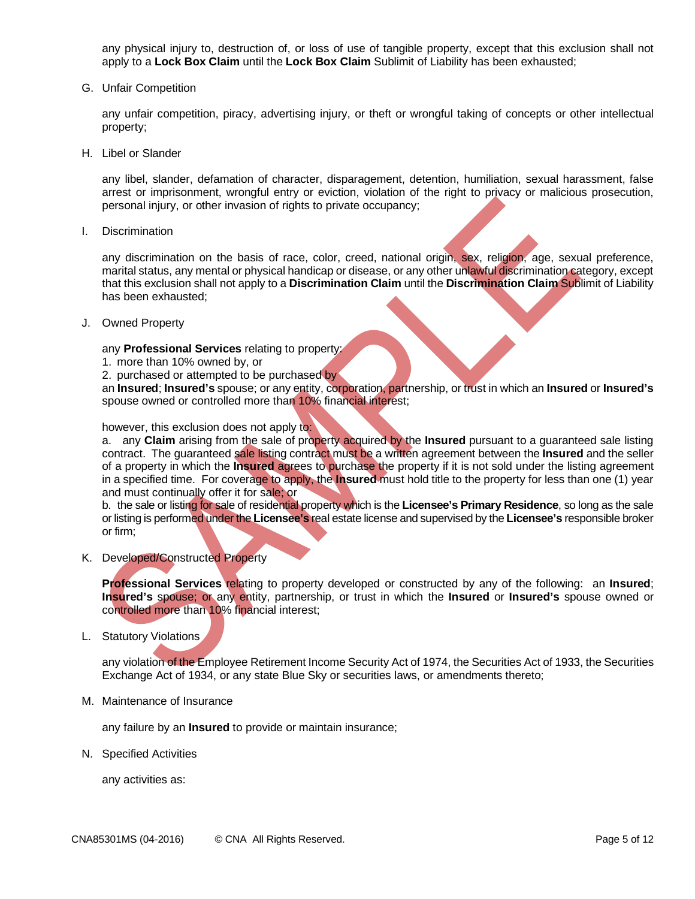any physical injury to, destruction of, or loss of use of tangible property, except that this exclusion shall not apply to a **Lock Box Claim** until the **Lock Box Claim** Sublimit of Liability has been exhausted;

G. Unfair Competition

any unfair competition, piracy, advertising injury, or theft or wrongful taking of concepts or other intellectual property;

H. Libel or Slander

any libel, slander, defamation of character, disparagement, detention, humiliation, sexual harassment, false arrest or imprisonment, wrongful entry or eviction, violation of the right to privacy or malicious prosecution, personal injury, or other invasion of rights to private occupancy;

I. Discrimination

any discrimination on the basis of race, color, creed, national origin, sex, religion, age, sexual preference, marital status, any mental or physical handicap or disease, or any other unlawful discrimination category, except that this exclusion shall not apply to a **Discrimination Claim** until the **Discrimination Claim** Sublimit of Liability has been exhausted;

J. Owned Property

any **Professional Services** relating to property:
1. more than 10% owned by, or
2. purchased or attempted to be purchased by

an **Insured**; **Insured's** spouse; or any entity, corporation, partnership, or trust in which an **Insured** or **Insured's** spouse owned or controlled more than 10% financial interest;

however, this exclusion does not apply to:
a. any **Claim** arising from the sale of property acquired by the **Insured** pursuant to a guaranteed sale listing contract. The guaranteed sale listing contract must be a written agreement between the **Insured** and the seller of a property in which the **Insured** agrees to purchase the property if it is not sold under the listing agreement in a specified time. For coverage to apply, the **Insured** must hold title to the property for less than one (1) year and must continually offer it for sale; or
b. the sale or listing for sale of residential property which is the **Licensee's Primary Residence**, so long as the sale or listing is performed under the **Licensee's** real estate license and supervised by the **Licensee's** responsible broker or firm;

K. Developed/Constructed Property

**Professional Services** relating to property developed or constructed by any of the following: an **Insured**; **Insured's** spouse; or any entity, partnership, or trust in which the **Insured** or **Insured's** spouse owned or controlled more than 10% financial interest;

L. Statutory Violations

any violation of the Employee Retirement Income Security Act of 1974, the Securities Act of 1933, the Securities Exchange Act of 1934, or any state Blue Sky or securities laws, or amendments thereto;

M. Maintenance of Insurance

any failure by an **Insured** to provide or maintain insurance;

N. Specified Activities

any activities as: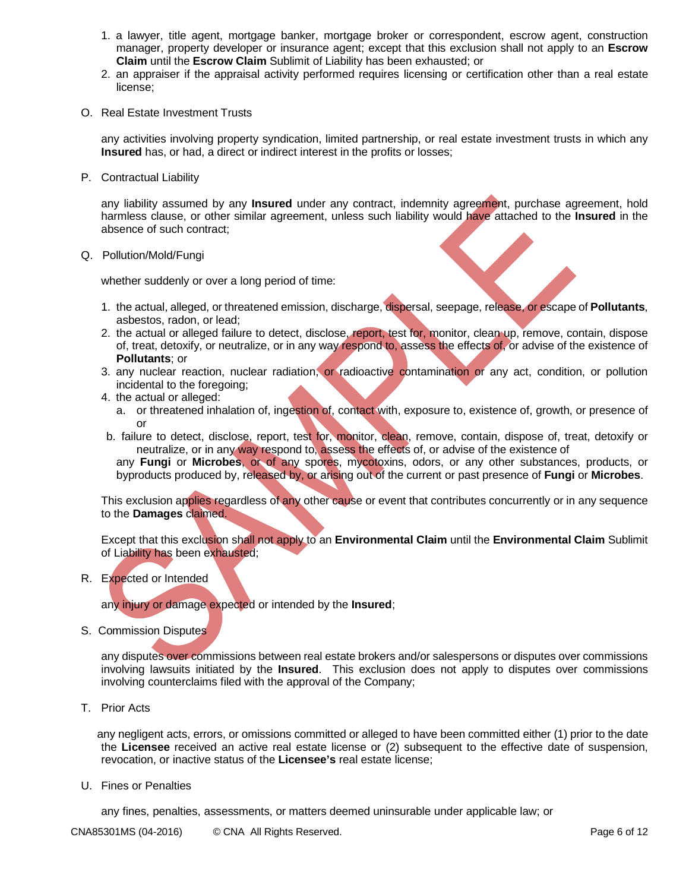1. a lawyer, title agent, mortgage banker, mortgage broker or correspondent, escrow agent, construction manager, property developer or insurance agent; except that this exclusion shall not apply to an **Escrow Claim** until the **Escrow Claim** Sublimit of Liability has been exhausted; or
2. an appraiser if the appraisal activity performed requires licensing or certification other than a real estate license;

O. Real Estate Investment Trusts

any activities involving property syndication, limited partnership, or real estate investment trusts in which any **Insured** has, or had, a direct or indirect interest in the profits or losses;

P. Contractual Liability

any liability assumed by any **Insured** under any contract, indemnity agreement, purchase agreement, hold harmless clause, or other similar agreement, unless such liability would have attached to the **Insured** in the absence of such contract;

Q. Pollution/Mold/Fungi

whether suddenly or over a long period of time:

1. the actual, alleged, or threatened emission, discharge, dispersal, seepage, release, or escape of **Pollutants**, asbestos, radon, or lead;
2. the actual or alleged failure to detect, disclose, report, test for, monitor, clean up, remove, contain, dispose of, treat, detoxify, or neutralize, or in any way respond to, assess the effects of, or advise of the existence of **Pollutants**; or
3. any nuclear reaction, nuclear radiation, or radioactive contamination or any act, condition, or pollution incidental to the foregoing;
4. the actual or alleged:
   a. or threatened inhalation of, ingestion of, contact with, exposure to, existence of, growth, or presence of or
   b. failure to detect, disclose, report, test for, monitor, clean, remove, contain, dispose of, treat, detoxify or neutralize, or in any way respond to, assess the effects of, or advise of the existence of

   any **Fungi** or **Microbes**, or of any spores, mycotoxins, odors, or any other substances, products, or byproducts produced by, released by, or arising out of the current or past presence of **Fungi** or **Microbes**.

This exclusion applies regardless of any other cause or event that contributes concurrently or in any sequence to the **Damages** claimed.

Except that this exclusion shall not apply to an **Environmental Claim** until the **Environmental Claim** Sublimit of Liability has been exhausted;

R. Expected or Intended

any injury or damage expected or intended by the **Insured**;

S. Commission Disputes

any disputes over commissions between real estate brokers and/or salespersons or disputes over commissions involving lawsuits initiated by the **Insured**. This exclusion does not apply to disputes over commissions involving counterclaims filed with the approval of the Company;

T. Prior Acts

any negligent acts, errors, or omissions committed or alleged to have been committed either (1) prior to the date the **Licensee** received an active real estate license or (2) subsequent to the effective date of suspension, revocation, or inactive status of the **Licensee's** real estate license;

U. Fines or Penalties

any fines, penalties, assessments, or matters deemed uninsurable under applicable law; or

CNA85301MS (04-2016) © CNA All Rights Reserved.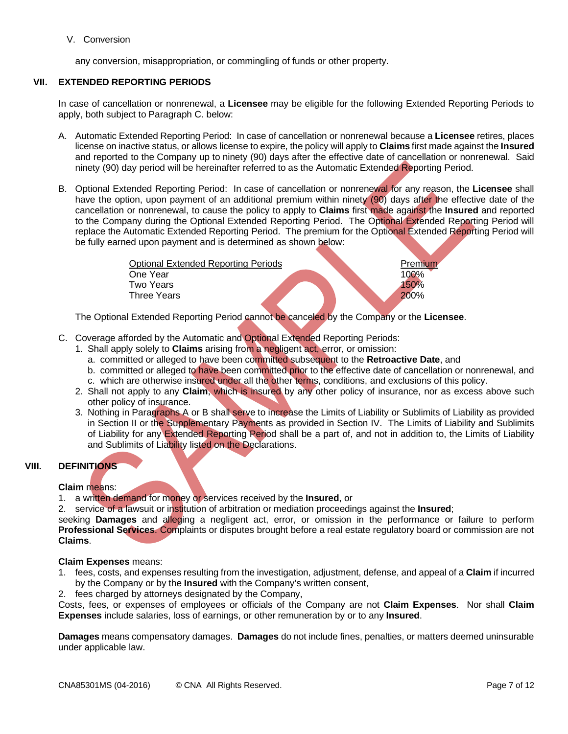V. Conversion

any conversion, misappropriation, or commingling of funds or other property.

## VII. EXTENDED REPORTING PERIODS

In case of cancellation or nonrenewal, a **Licensee** may be eligible for the following Extended Reporting Periods to apply, both subject to Paragraph C. below:

A. Automatic Extended Reporting Period: In case of cancellation or nonrenewal because a **Licensee** retires, places license on inactive status, or allows license to expire, the policy will apply to **Claims** first made against the **Insured** and reported to the Company up to ninety (90) days after the effective date of cancellation or nonrenewal. Said ninety (90) day period will be hereinafter referred to as the Automatic Extended Reporting Period.

B. Optional Extended Reporting Period: In case of cancellation or nonrenewal for any reason, the **Licensee** shall have the option, upon payment of an additional premium within ninety (90) days after the effective date of the cancellation or nonrenewal, to cause the policy to apply to **Claims** first made against the **Insured** and reported to the Company during the Optional Extended Reporting Period. The Optional Extended Reporting Period will replace the Automatic Extended Reporting Period. The premium for the Optional Extended Reporting Period will be fully earned upon payment and is determined as shown below:

| Optional Extended Reporting Periods | Premium |
|---|---|
| One Year | 100% |
| Two Years | 150% |
| Three Years | 200% |

The Optional Extended Reporting Period cannot be canceled by the Company or the **Licensee**.

C. Coverage afforded by the Automatic and Optional Extended Reporting Periods:
   1. Shall apply solely to **Claims** arising from a negligent act, error, or omission:
      a. committed or alleged to have been committed subsequent to the **Retroactive Date**, and
      b. committed or alleged to have been committed prior to the effective date of cancellation or nonrenewal, and
      c. which are otherwise insured under all the other terms, conditions, and exclusions of this policy.
   2. Shall not apply to any **Claim**, which is insured by any other policy of insurance, nor as excess above such other policy of insurance.
   3. Nothing in Paragraphs A or B shall serve to increase the Limits of Liability or Sublimits of Liability as provided in Section II or the Supplementary Payments as provided in Section IV. The Limits of Liability and Sublimits of Liability for any Extended Reporting Period shall be a part of, and not in addition to, the Limits of Liability and Sublimits of Liability listed on the Declarations.

## VIII. DEFINITIONS

**Claim** means:
1. a written demand for money or services received by the **Insured**, or
2. service of a lawsuit or institution of arbitration or mediation proceedings against the **Insured**;

seeking **Damages** and alleging a negligent act, error, or omission in the performance or failure to perform **Professional Services**. Complaints or disputes brought before a real estate regulatory board or commission are not **Claims**.

**Claim Expenses** means:
1. fees, costs, and expenses resulting from the investigation, adjustment, defense, and appeal of a **Claim** if incurred by the Company or by the **Insured** with the Company's written consent,
2. fees charged by attorneys designated by the Company,

Costs, fees, or expenses of employees or officials of the Company are not **Claim Expenses**. Nor shall **Claim Expenses** include salaries, loss of earnings, or other remuneration by or to any **Insured**.

**Damages** means compensatory damages. **Damages** do not include fines, penalties, or matters deemed uninsurable under applicable law.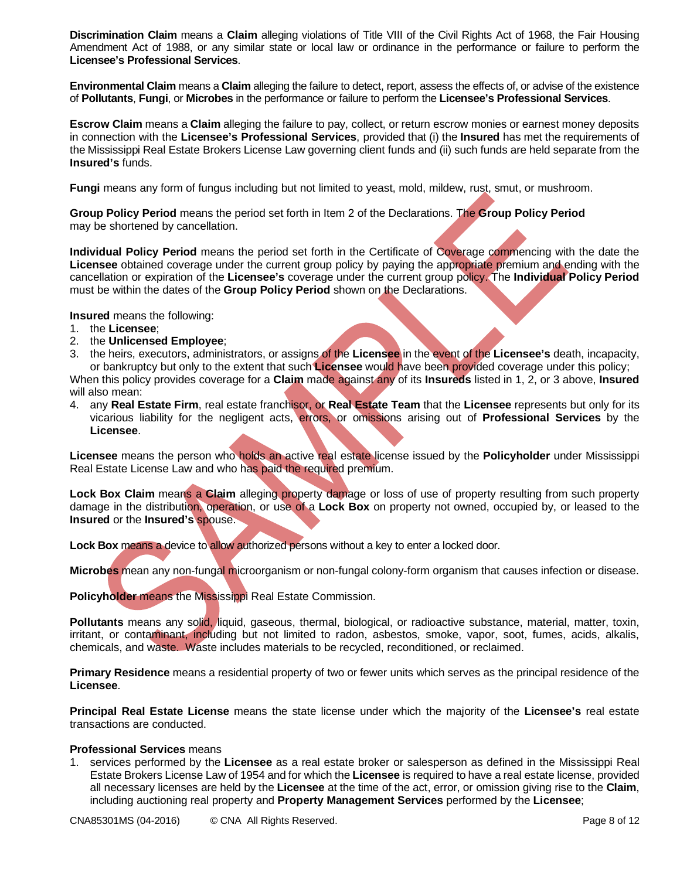**Discrimination Claim** means a **Claim** alleging violations of Title VIII of the Civil Rights Act of 1968, the Fair Housing Amendment Act of 1988, or any similar state or local law or ordinance in the performance or failure to perform the **Licensee's Professional Services**.

**Environmental Claim** means a **Claim** alleging the failure to detect, report, assess the effects of, or advise of the existence of **Pollutants**, **Fungi**, or **Microbes** in the performance or failure to perform the **Licensee's Professional Services**.

**Escrow Claim** means a **Claim** alleging the failure to pay, collect, or return escrow monies or earnest money deposits in connection with the **Licensee's Professional Services**, provided that (i) the **Insured** has met the requirements of the Mississippi Real Estate Brokers License Law governing client funds and (ii) such funds are held separate from the **Insured's** funds.

**Fungi** means any form of fungus including but not limited to yeast, mold, mildew, rust, smut, or mushroom.

**Group Policy Period** means the period set forth in Item 2 of the Declarations. The **Group Policy Period** may be shortened by cancellation.

**Individual Policy Period** means the period set forth in the Certificate of Coverage commencing with the date the **Licensee** obtained coverage under the current group policy by paying the appropriate premium and ending with the cancellation or expiration of the **Licensee's** coverage under the current group policy. The **Individual Policy Period** must be within the dates of the **Group Policy Period** shown on the Declarations.

**Insured** means the following:

1. the **Licensee**;
2. the **Unlicensed Employee**;
3. the heirs, executors, administrators, or assigns of the **Licensee** in the event of the **Licensee's** death, incapacity, or bankruptcy but only to the extent that such **Licensee** would have been provided coverage under this policy;

When this policy provides coverage for a **Claim** made against any of its **Insureds** listed in 1, 2, or 3 above, **Insured** will also mean:

4. any **Real Estate Firm**, real estate franchisor, or **Real Estate Team** that the **Licensee** represents but only for its vicarious liability for the negligent acts, errors, or omissions arising out of **Professional Services** by the **Licensee**.

**Licensee** means the person who holds an active real estate license issued by the **Policyholder** under Mississippi Real Estate License Law and who has paid the required premium.

**Lock Box Claim** means a **Claim** alleging property damage or loss of use of property resulting from such property damage in the distribution, operation, or use of a **Lock Box** on property not owned, occupied by, or leased to the **Insured** or the **Insured's** spouse.

**Lock Box** means a device to allow authorized persons without a key to enter a locked door.

**Microbes** mean any non-fungal microorganism or non-fungal colony-form organism that causes infection or disease.

**Policyholder** means the Mississippi Real Estate Commission.

**Pollutants** means any solid, liquid, gaseous, thermal, biological, or radioactive substance, material, matter, toxin, irritant, or contaminant, including but not limited to radon, asbestos, smoke, vapor, soot, fumes, acids, alkalis, chemicals, and waste. Waste includes materials to be recycled, reconditioned, or reclaimed.

**Primary Residence** means a residential property of two or fewer units which serves as the principal residence of the **Licensee**.

**Principal Real Estate License** means the state license under which the majority of the **Licensee's** real estate transactions are conducted.

**Professional Services** means

1. services performed by the **Licensee** as a real estate broker or salesperson as defined in the Mississippi Real Estate Brokers License Law of 1954 and for which the **Licensee** is required to have a real estate license, provided all necessary licenses are held by the **Licensee** at the time of the act, error, or omission giving rise to the **Claim**, including auctioning real property and **Property Management Services** performed by the **Licensee**;

CNA85301MS (04-2016) © CNA All Rights Reserved.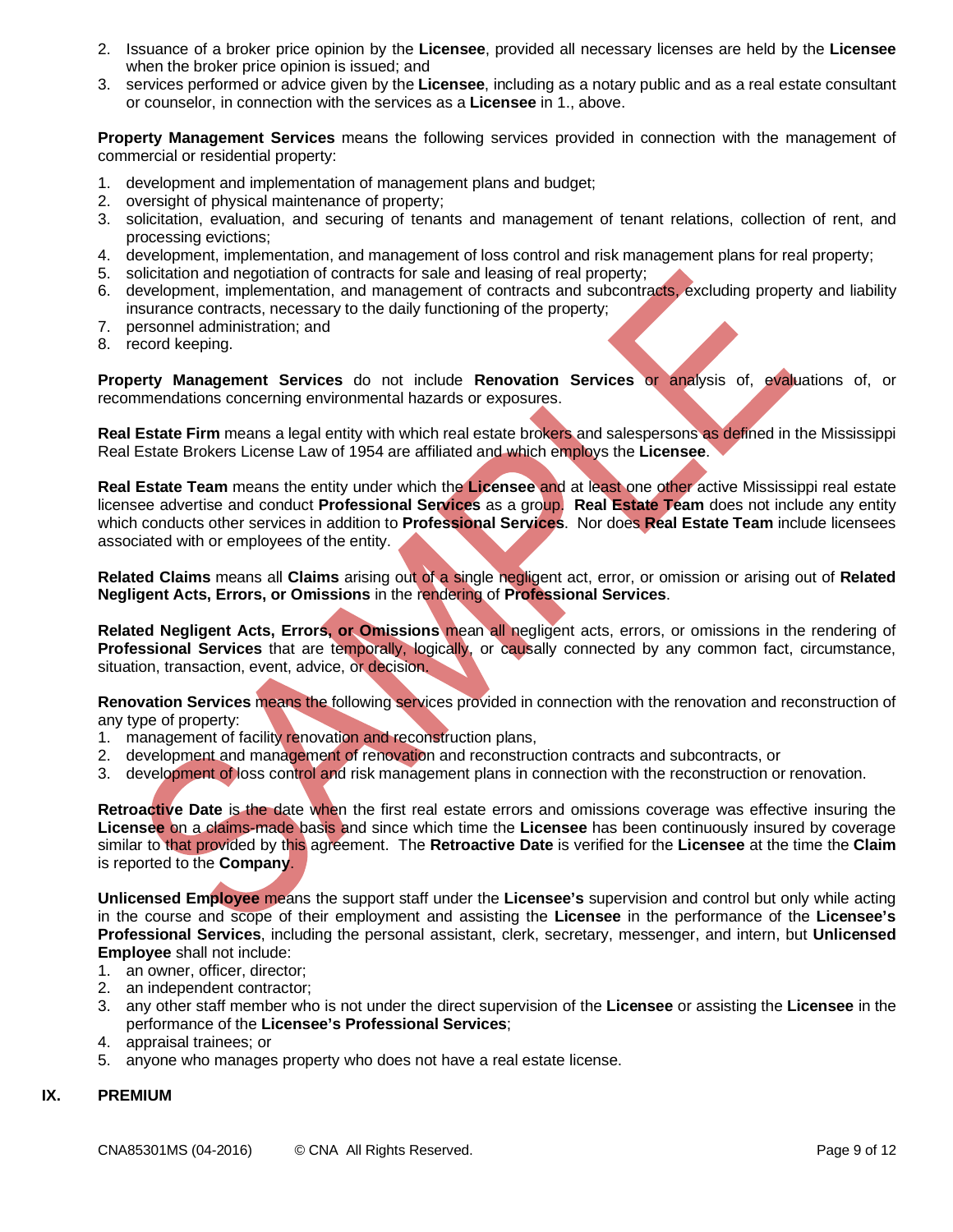2. Issuance of a broker price opinion by the **Licensee**, provided all necessary licenses are held by the **Licensee** when the broker price opinion is issued; and
3. services performed or advice given by the **Licensee**, including as a notary public and as a real estate consultant or counselor, in connection with the services as a **Licensee** in 1., above.

**Property Management Services** means the following services provided in connection with the management of commercial or residential property:

1. development and implementation of management plans and budget;
2. oversight of physical maintenance of property;
3. solicitation, evaluation, and securing of tenants and management of tenant relations, collection of rent, and processing evictions;
4. development, implementation, and management of loss control and risk management plans for real property;
5. solicitation and negotiation of contracts for sale and leasing of real property;
6. development, implementation, and management of contracts and subcontracts, excluding property and liability insurance contracts, necessary to the daily functioning of the property;
7. personnel administration; and
8. record keeping.

**Property Management Services** do not include **Renovation Services** or analysis of, evaluations of, or recommendations concerning environmental hazards or exposures.

**Real Estate Firm** means a legal entity with which real estate brokers and salespersons as defined in the Mississippi Real Estate Brokers License Law of 1954 are affiliated and which employs the **Licensee**.

**Real Estate Team** means the entity under which the **Licensee** and at least one other active Mississippi real estate licensee advertise and conduct **Professional Services** as a group. **Real Estate Team** does not include any entity which conducts other services in addition to **Professional Services**. Nor does **Real Estate Team** include licensees associated with or employees of the entity.

**Related Claims** means all **Claims** arising out of a single negligent act, error, or omission or arising out of **Related Negligent Acts, Errors, or Omissions** in the rendering of **Professional Services**.

**Related Negligent Acts, Errors, or Omissions** mean all negligent acts, errors, or omissions in the rendering of **Professional Services** that are temporally, logically, or causally connected by any common fact, circumstance, situation, transaction, event, advice, or decision.

**Renovation Services** means the following services provided in connection with the renovation and reconstruction of any type of property:

1. management of facility renovation and reconstruction plans,
2. development and management of renovation and reconstruction contracts and subcontracts, or
3. development of loss control and risk management plans in connection with the reconstruction or renovation.

**Retroactive Date** is the date when the first real estate errors and omissions coverage was effective insuring the **Licensee** on a claims-made basis and since which time the **Licensee** has been continuously insured by coverage similar to that provided by this agreement. The **Retroactive Date** is verified for the **Licensee** at the time the **Claim** is reported to the **Company**.

**Unlicensed Employee** means the support staff under the **Licensee's** supervision and control but only while acting in the course and scope of their employment and assisting the **Licensee** in the performance of the **Licensee's Professional Services**, including the personal assistant, clerk, secretary, messenger, and intern, but **Unlicensed Employee** shall not include:

1. an owner, officer, director;
2. an independent contractor;
3. any other staff member who is not under the direct supervision of the **Licensee** or assisting the **Licensee** in the performance of the **Licensee's Professional Services**;
4. appraisal trainees; or
5. anyone who manages property who does not have a real estate license.

## IX. PREMIUM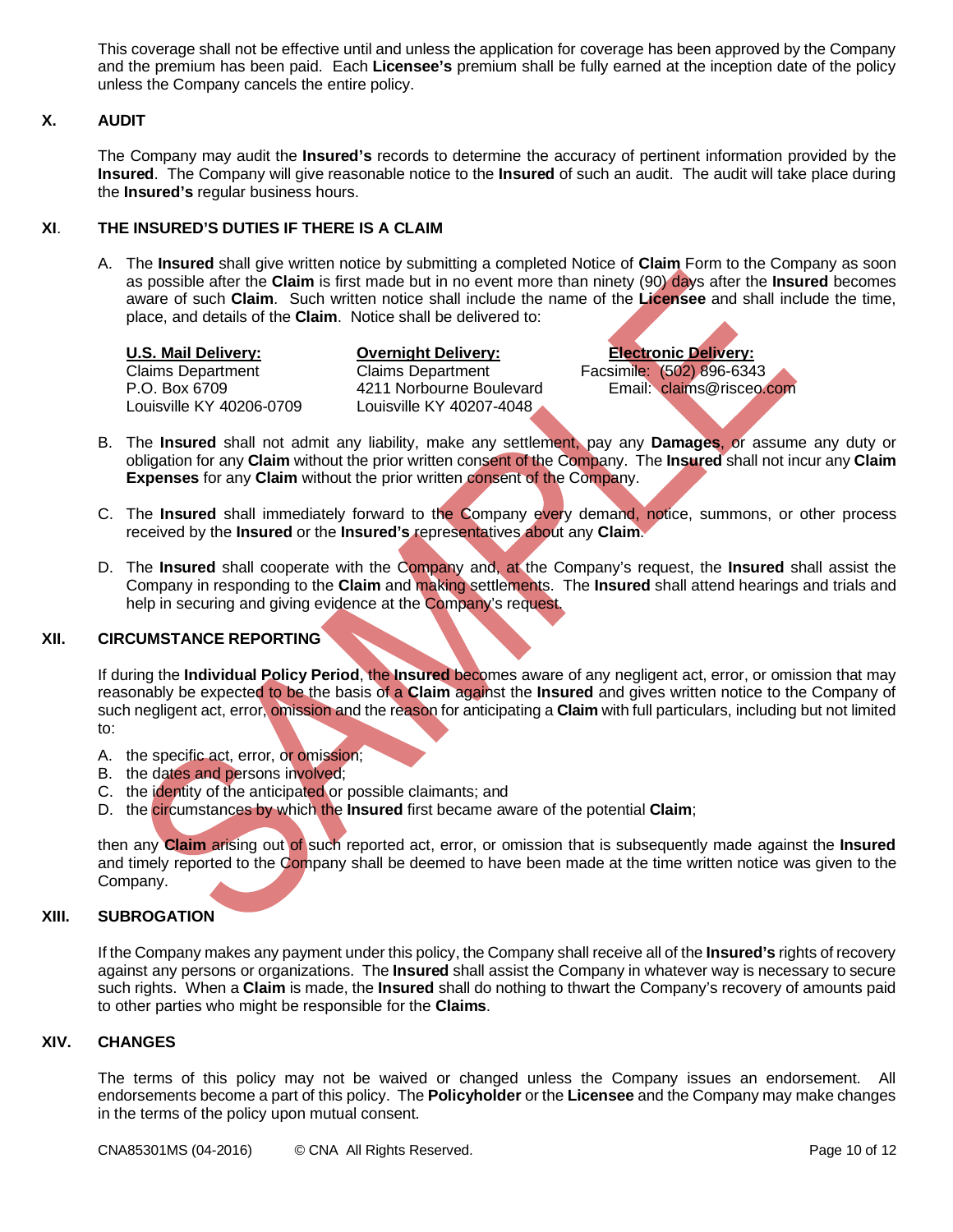This coverage shall not be effective until and unless the application for coverage has been approved by the Company and the premium has been paid. Each **Licensee's** premium shall be fully earned at the inception date of the policy unless the Company cancels the entire policy.

## X. AUDIT

The Company may audit the **Insured's** records to determine the accuracy of pertinent information provided by the **Insured**. The Company will give reasonable notice to the **Insured** of such an audit. The audit will take place during the **Insured's** regular business hours.

## XI. THE INSURED'S DUTIES IF THERE IS A CLAIM

A. The **Insured** shall give written notice by submitting a completed Notice of **Claim** Form to the Company as soon as possible after the **Claim** is first made but in no event more than ninety (90) days after the **Insured** becomes aware of such **Claim**. Such written notice shall include the name of the **Licensee** and shall include the time, place, and details of the **Claim**. Notice shall be delivered to:

| **U.S. Mail Delivery:** | **Overnight Delivery:** | **Electronic Delivery:** |
|---|---|---|
| Claims Department | Claims Department | Facsimile: (502) 896-6343 |
| P.O. Box 6709 | 4211 Norbourne Boulevard | Email: claims@risceo.com |
| Louisville KY 40206-0709 | Louisville KY 40207-4048 | |

B. The **Insured** shall not admit any liability, make any settlement, pay any **Damages**, or assume any duty or obligation for any **Claim** without the prior written consent of the Company. The **Insured** shall not incur any **Claim Expenses** for any **Claim** without the prior written consent of the Company.

C. The **Insured** shall immediately forward to the Company every demand, notice, summons, or other process received by the **Insured** or the **Insured's** representatives about any **Claim**.

D. The **Insured** shall cooperate with the Company and, at the Company's request, the **Insured** shall assist the Company in responding to the **Claim** and making settlements. The **Insured** shall attend hearings and trials and help in securing and giving evidence at the Company's request.

## XII. CIRCUMSTANCE REPORTING

If during the **Individual Policy Period**, the **Insured** becomes aware of any negligent act, error, or omission that may reasonably be expected to be the basis of a **Claim** against the **Insured** and gives written notice to the Company of such negligent act, error, omission and the reason for anticipating a **Claim** with full particulars, including but not limited to:

A. the specific act, error, or omission;
B. the dates and persons involved;
C. the identity of the anticipated or possible claimants; and
D. the circumstances by which the **Insured** first became aware of the potential **Claim**;

then any **Claim** arising out of such reported act, error, or omission that is subsequently made against the **Insured** and timely reported to the Company shall be deemed to have been made at the time written notice was given to the Company.

## XIII. SUBROGATION

If the Company makes any payment under this policy, the Company shall receive all of the **Insured's** rights of recovery against any persons or organizations. The **Insured** shall assist the Company in whatever way is necessary to secure such rights. When a **Claim** is made, the **Insured** shall do nothing to thwart the Company's recovery of amounts paid to other parties who might be responsible for the **Claims**.

## XIV. CHANGES

The terms of this policy may not be waived or changed unless the Company issues an endorsement. All endorsements become a part of this policy. The **Policyholder** or the **Licensee** and the Company may make changes in the terms of the policy upon mutual consent.

CNA85301MS (04-2016) © CNA All Rights Reserved.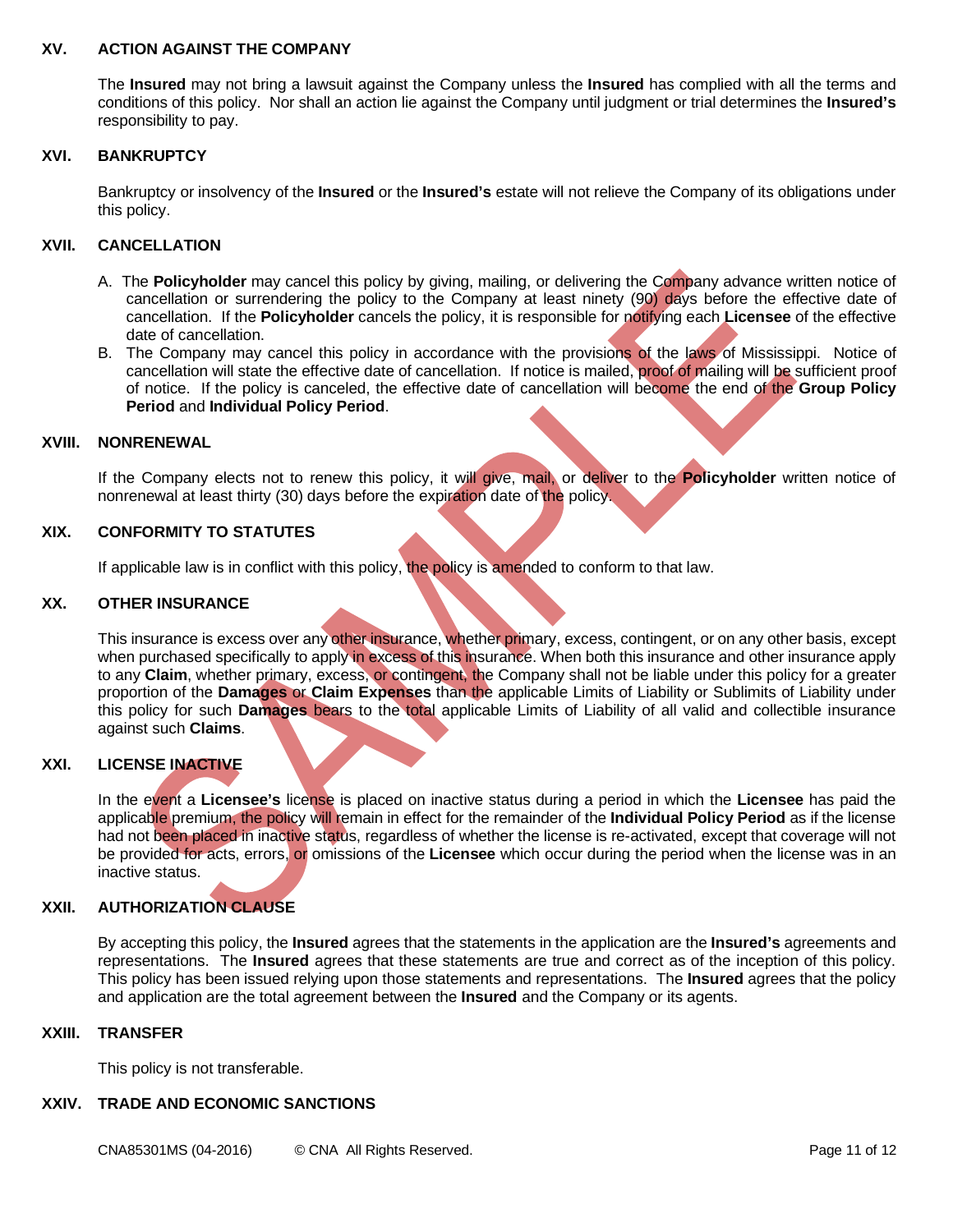## XV. ACTION AGAINST THE COMPANY

The **Insured** may not bring a lawsuit against the Company unless the **Insured** has complied with all the terms and conditions of this policy. Nor shall an action lie against the Company until judgment or trial determines the **Insured's** responsibility to pay.

## XVI. BANKRUPTCY

Bankruptcy or insolvency of the **Insured** or the **Insured's** estate will not relieve the Company of its obligations under this policy.

## XVII. CANCELLATION

A. The **Policyholder** may cancel this policy by giving, mailing, or delivering the Company advance written notice of cancellation or surrendering the policy to the Company at least ninety (90) days before the effective date of cancellation. If the **Policyholder** cancels the policy, it is responsible for notifying each **Licensee** of the effective date of cancellation.

B. The Company may cancel this policy in accordance with the provisions of the laws of Mississippi. Notice of cancellation will state the effective date of cancellation. If notice is mailed, proof of mailing will be sufficient proof of notice. If the policy is canceled, the effective date of cancellation will become the end of the **Group Policy Period** and **Individual Policy Period**.

## XVIII. NONRENEWAL

If the Company elects not to renew this policy, it will give, mail, or deliver to the **Policyholder** written notice of nonrenewal at least thirty (30) days before the expiration date of the policy.

## XIX. CONFORMITY TO STATUTES

If applicable law is in conflict with this policy, the policy is amended to conform to that law.

## XX. OTHER INSURANCE

This insurance is excess over any other insurance, whether primary, excess, contingent, or on any other basis, except when purchased specifically to apply in excess of this insurance. When both this insurance and other insurance apply to any **Claim**, whether primary, excess, or contingent, the Company shall not be liable under this policy for a greater proportion of the **Damages** or **Claim Expenses** than the applicable Limits of Liability or Sublimits of Liability under this policy for such **Damages** bears to the total applicable Limits of Liability of all valid and collectible insurance against such **Claims**.

## XXI. LICENSE INACTIVE

In the event a **Licensee's** license is placed on inactive status during a period in which the **Licensee** has paid the applicable premium, the policy will remain in effect for the remainder of the **Individual Policy Period** as if the license had not been placed in inactive status, regardless of whether the license is re-activated, except that coverage will not be provided for acts, errors, or omissions of the **Licensee** which occur during the period when the license was in an inactive status.

## XXII. AUTHORIZATION CLAUSE

By accepting this policy, the **Insured** agrees that the statements in the application are the **Insured's** agreements and representations. The **Insured** agrees that these statements are true and correct as of the inception of this policy. This policy has been issued relying upon those statements and representations. The **Insured** agrees that the policy and application are the total agreement between the **Insured** and the Company or its agents.

## XXIII. TRANSFER

This policy is not transferable.

## XXIV. TRADE AND ECONOMIC SANCTIONS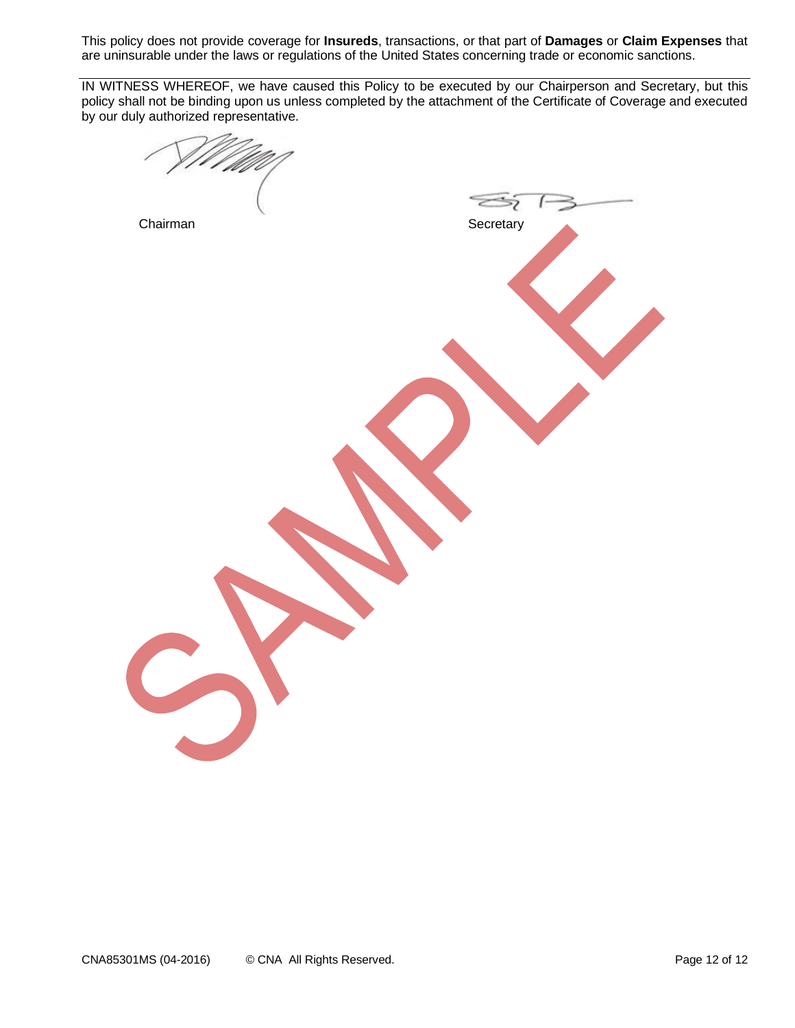This policy does not provide coverage for **Insureds**, transactions, or that part of **Damages** or **Claim Expenses** that are uninsurable under the laws or regulations of the United States concerning trade or economic sanctions.

---

IN WITNESS WHEREOF, we have caused this Policy to be executed by our Chairperson and Secretary, but this policy shall not be binding upon us unless completed by the attachment of the Certificate of Coverage and executed by our duly authorized representative.

Chairman

Secretary

SAMPLE

CNA85301MS (04-2016) © CNA All Rights Reserved.